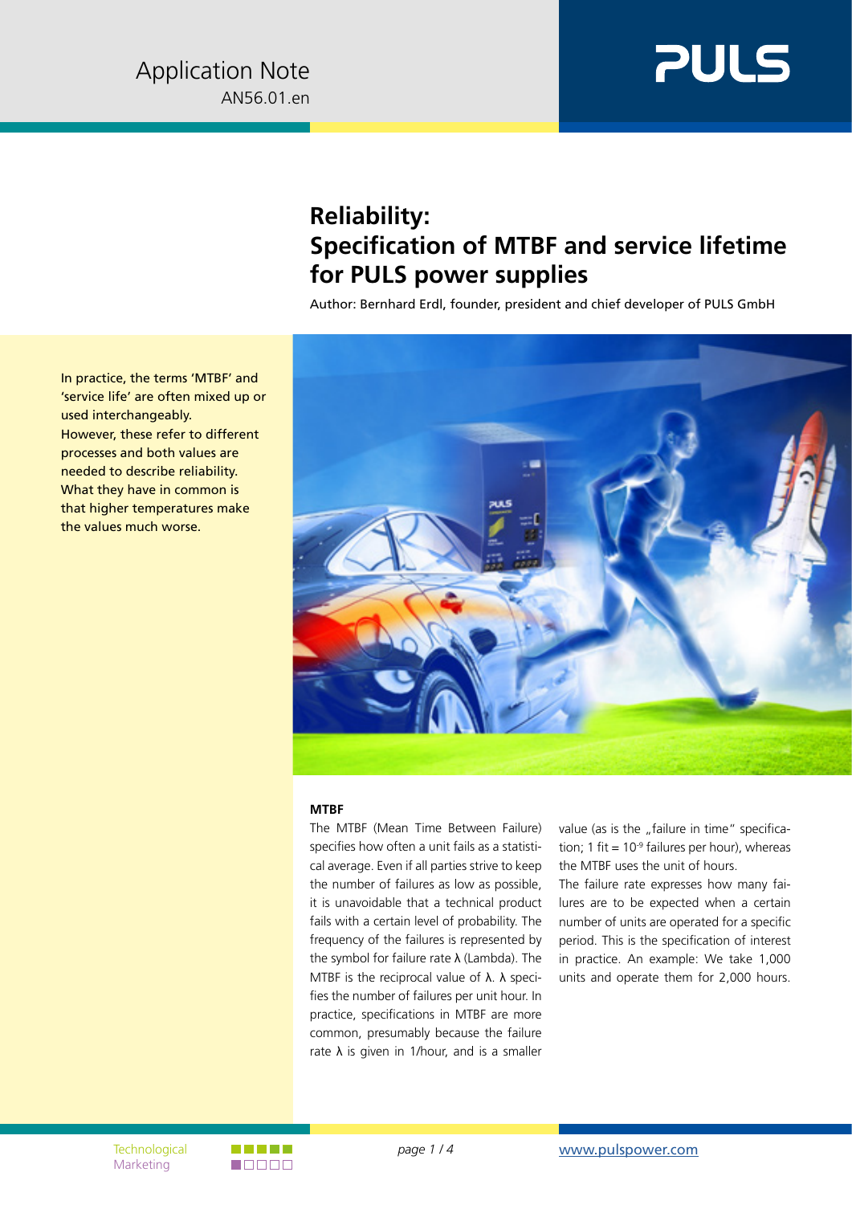Application Note
AN56.01.en

# Reliability: Specification of MTBF and service lifetime for PULS power supplies

Author: Bernhard Erdl, founder, president and chief developer of PULS GmbH

In practice, the terms 'MTBF' and 'service life' are often mixed up or used interchangeably. However, these refer to different processes and both values are needed to describe reliability. What they have in common is that higher temperatures make the values much worse.

## MTBF

The MTBF (Mean Time Between Failure) specifies how often a unit fails as a statistical average. Even if all parties strive to keep the number of failures as low as possible, it is unavoidable that a technical product fails with a certain level of probability. The frequency of the failures is represented by the symbol for failure rate λ (Lambda). The MTBF is the reciprocal value of λ. λ specifies the number of failures per unit hour. In practice, specifications in MTBF are more common, presumably because the failure rate λ is given in 1/hour, and is a smaller value (as is the „failure in time" specification; 1 fit = $10^{-9}$ failures per hour), whereas the MTBF uses the unit of hours.

The failure rate expresses how many failures are to be expected when a certain number of units are operated for a specific period. This is the specification of interest in practice. An example: We take 1,000 units and operate them for 2,000 hours.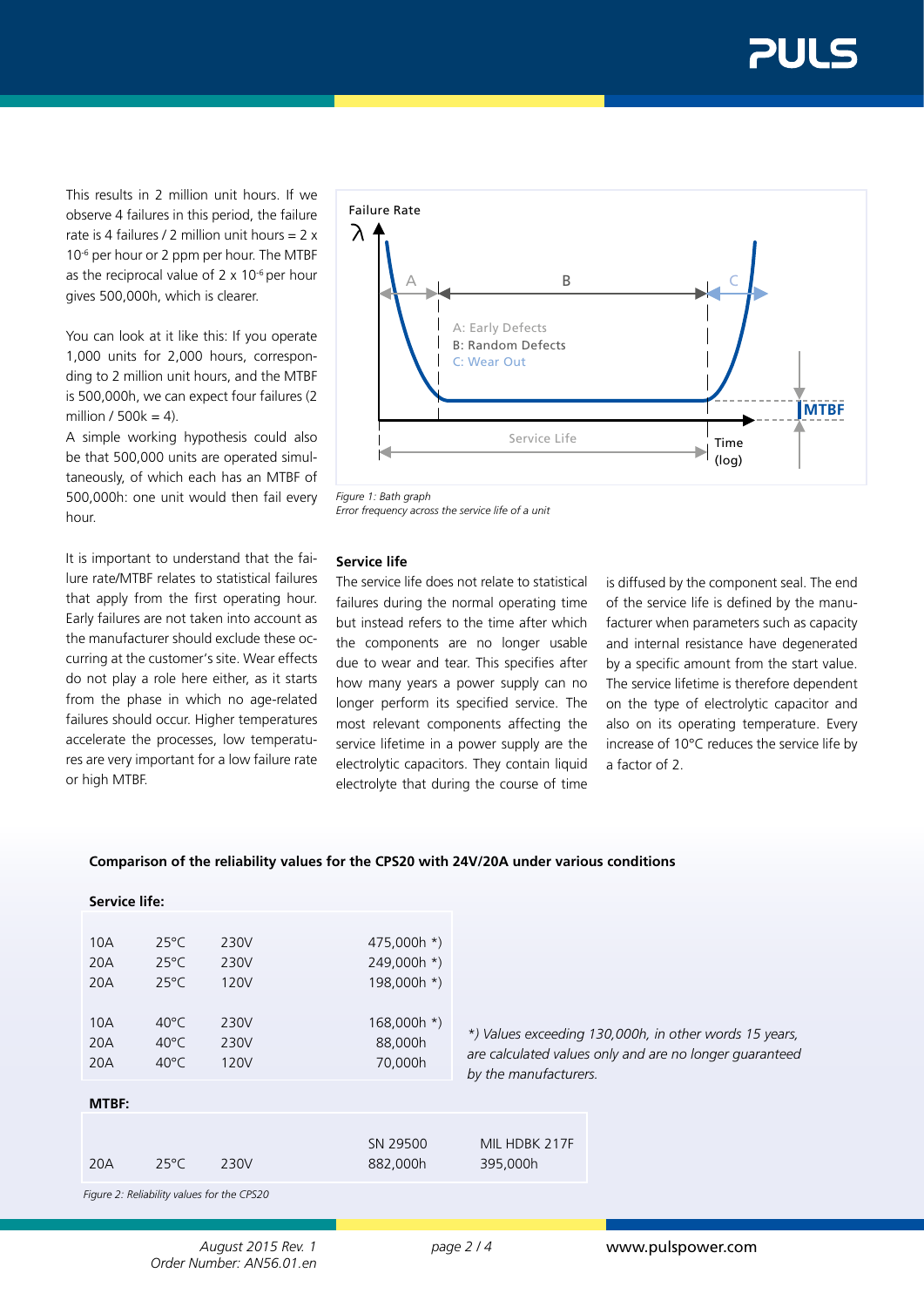This results in 2 million unit hours. If we observe 4 failures in this period, the failure rate is 4 failures / 2 million unit hours = 2 x $10^{-6}$ per hour or 2 ppm per hour. The MTBF as the reciprocal value of 2 x $10^{-6}$ per hour gives 500,000h, which is clearer.

You can look at it like this: If you operate 1,000 units for 2,000 hours, corresponding to 2 million unit hours, and the MTBF is 500,000h, we can expect four failures (2 million / 500k = 4).

A simple working hypothesis could also be that 500,000 units are operated simultaneously, of which each has an MTBF of 500,000h: one unit would then fail every hour.

It is important to understand that the failure rate/MTBF relates to statistical failures that apply from the first operating hour. Early failures are not taken into account as the manufacturer should exclude these occurring at the customer's site. Wear effects do not play a role here either, as it starts from the phase in which no age-related failures should occur. Higher temperatures accelerate the processes, low temperatures are very important for a low failure rate or high MTBF.

Failure Rate $\lambda$

A | B | C

A: Early Defects
B: Random Defects
C: Wear Out

MTBF

Service Life — Time (log)

*Figure 1: Bath graph*
*Error frequency across the service life of a unit*

### Service life

The service life does not relate to statistical failures during the normal operating time but instead refers to the time after which the components are no longer usable due to wear and tear. This specifies after how many years a power supply can no longer perform its specified service. The most relevant components affecting the service lifetime in a power supply are the electrolytic capacitors. They contain liquid electrolyte that during the course of time is diffused by the component seal. The end of the service life is defined by the manufacturer when parameters such as capacity and internal resistance have degenerated by a specific amount from the start value. The service lifetime is therefore dependent on the type of electrolytic capacitor and also on its operating temperature. Every increase of 10°C reduces the service life by a factor of 2.

**Comparison of the reliability values for the CPS20 with 24V/20A under various conditions**

**Service life:**

| | | | |
|---|---|---|---|
| 10A | 25°C | 230V | 475,000h *) |
| 20A | 25°C | 230V | 249,000h *) |
| 20A | 25°C | 120V | 198,000h *) |
| 10A | 40°C | 230V | 168,000h *) |
| 20A | 40°C | 230V | 88,000h |
| 20A | 40°C | 120V | 70,000h |

*\*) Values exceeding 130,000h, in other words 15 years, are calculated values only and are no longer guaranteed by the manufacturers.*

**MTBF:**

| | | | SN 29500 | MIL HDBK 217F |
|---|---|---|---|---|
| 20A | 25°C | 230V | 882,000h | 395,000h |

*Figure 2: Reliability values for the CPS20*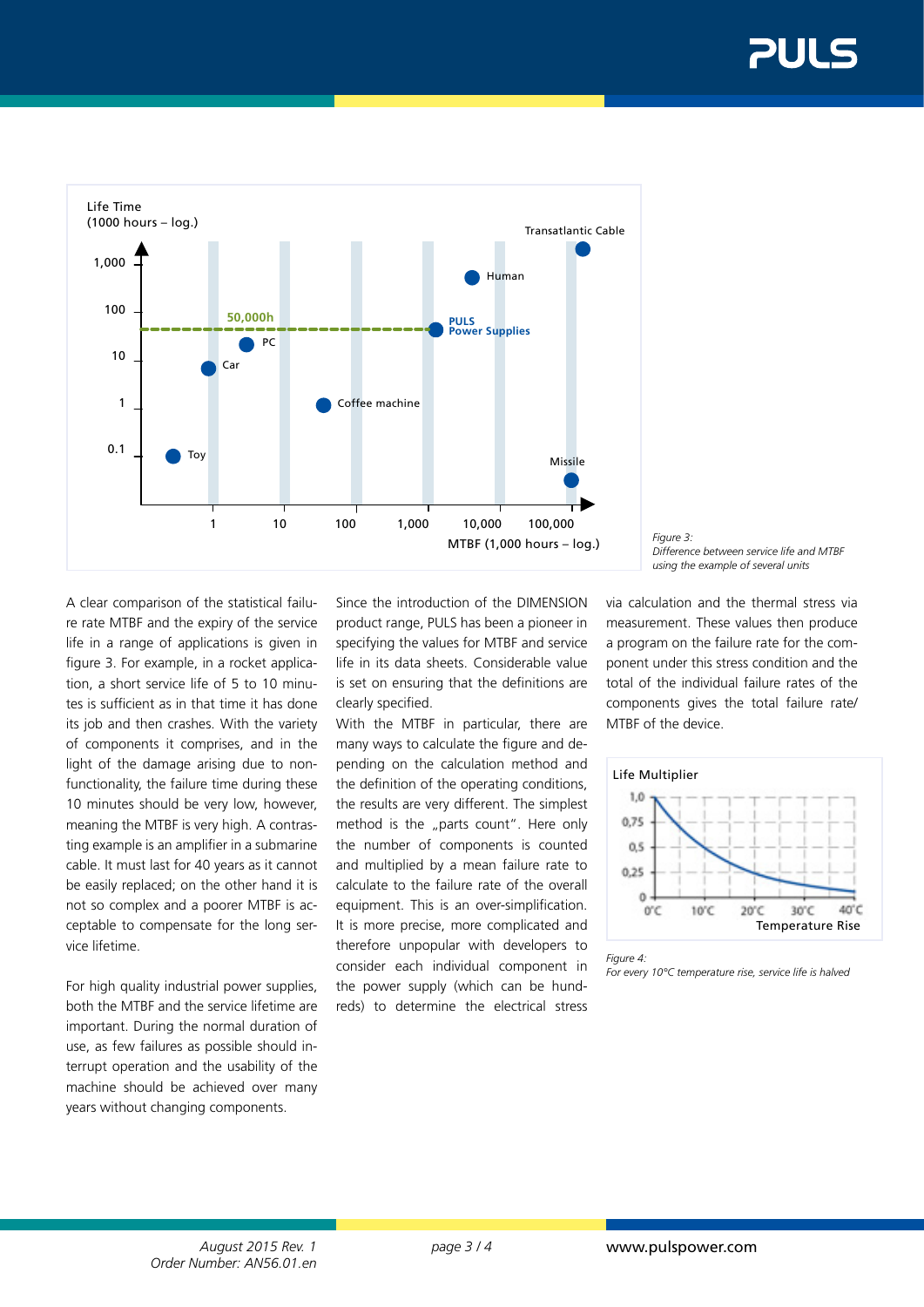Figure 3:
Difference between service life and MTBF using the example of several units

A clear comparison of the statistical failure rate MTBF and the expiry of the service life in a range of applications is given in figure 3. For example, in a rocket application, a short service life of 5 to 10 minutes is sufficient as in that time it has done its job and then crashes. With the variety of components it comprises, and in the light of the damage arising due to non-functionality, the failure time during these 10 minutes should be very low, however, meaning the MTBF is very high. A contrasting example is an amplifier in a submarine cable. It must last for 40 years as it cannot be easily replaced; on the other hand it is not so complex and a poorer MTBF is acceptable to compensate for the long service lifetime.

For high quality industrial power supplies, both the MTBF and the service lifetime are important. During the normal duration of use, as few failures as possible should interrupt operation and the usability of the machine should be achieved over many years without changing components.

Since the introduction of the DIMENSION product range, PULS has been a pioneer in specifying the values for MTBF and service life in its data sheets. Considerable value is set on ensuring that the definitions are clearly specified.

With the MTBF in particular, there are many ways to calculate the figure and depending on the calculation method and the definition of the operating conditions, the results are very different. The simplest method is the „parts count". Here only the number of components is counted and multiplied by a mean failure rate to calculate to the failure rate of the overall equipment. This is an over-simplification. It is more precise, more complicated and therefore unpopular with developers to consider each individual component in the power supply (which can be hundreds) to determine the electrical stress via calculation and the thermal stress via measurement. These values then produce a program on the failure rate for the component under this stress condition and the total of the individual failure rates of the components gives the total failure rate/ MTBF of the device.

Figure 4:
For every 10°C temperature rise, service life is halved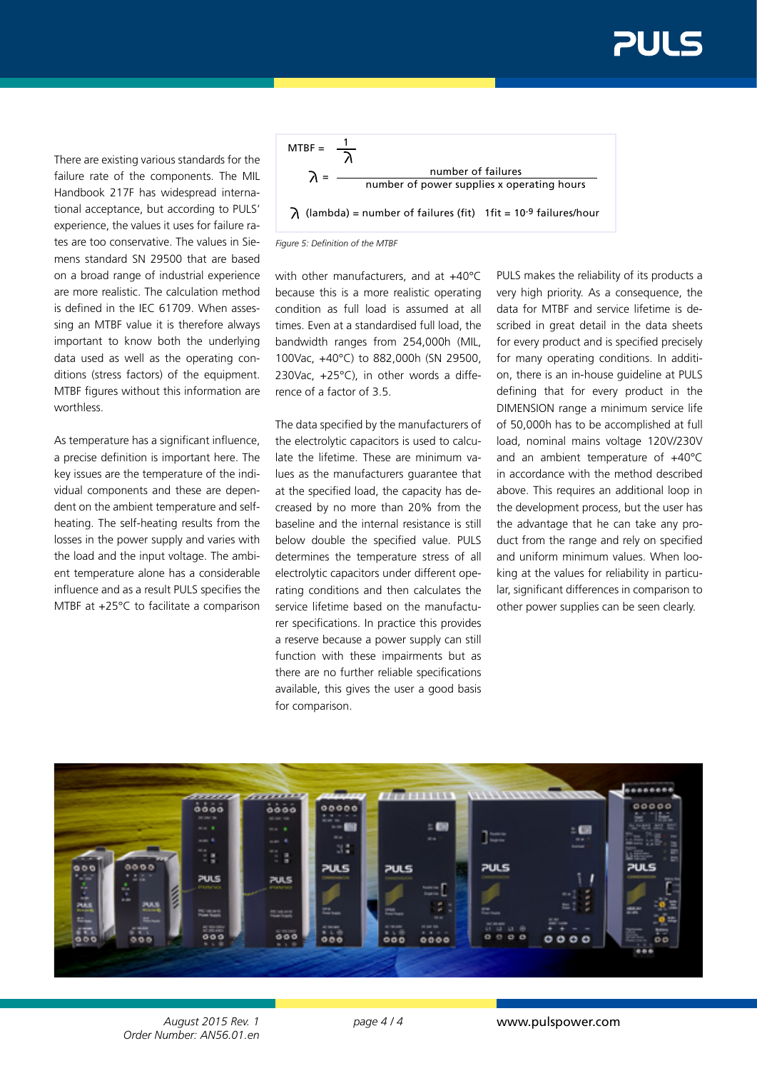There are existing various standards for the failure rate of the components. The MIL Handbook 217F has widespread international acceptance, but according to PULS' experience, the values it uses for failure rates are too conservative. The values in Siemens standard SN 29500 that are based on a broad range of industrial experience are more realistic. The calculation method is defined in the IEC 61709. When assessing an MTBF value it is therefore always important to know both the underlying data used as well as the operating conditions (stress factors) of the equipment. MTBF figures without this information are worthless.

As temperature has a significant influence, a precise definition is important here. The key issues are the temperature of the individual components and these are dependent on the ambient temperature and self-heating. The self-heating results from the losses in the power supply and varies with the load and the input voltage. The ambient temperature alone has a considerable influence and as a result PULS specifies the MTBF at +25°C to facilitate a comparison

$$MTBF = \frac{1}{\lambda}$$

$$\lambda = \frac{\text{number of failures}}{\text{number of power supplies x operating hours}}$$

$\lambda$ (lambda) = number of failures (fit)   1fit = $10^{-9}$ failures/hour

*Figure 5: Definition of the MTBF*

with other manufacturers, and at +40°C because this is a more realistic operating condition as full load is assumed at all times. Even at a standardised full load, the bandwidth ranges from 254,000h (MIL, 100Vac, +40°C) to 882,000h (SN 29500, 230Vac, +25°C), in other words a difference of a factor of 3.5.

The data specified by the manufacturers of the electrolytic capacitors is used to calculate the lifetime. These are minimum values as the manufacturers guarantee that at the specified load, the capacity has decreased by no more than 20% from the baseline and the internal resistance is still below double the specified value. PULS determines the temperature stress of all electrolytic capacitors under different operating conditions and then calculates the service lifetime based on the manufacturer specifications. In practice this provides a reserve because a power supply can still function with these impairments but as there are no further reliable specifications available, this gives the user a good basis for comparison.

PULS makes the reliability of its products a very high priority. As a consequence, the data for MTBF and service lifetime is described in great detail in the data sheets for every product and is specified precisely for many operating conditions. In addition, there is an in-house guideline at PULS defining that for every product in the DIMENSION range a minimum service life of 50,000h has to be accomplished at full load, nominal mains voltage 120V/230V and an ambient temperature of +40°C in accordance with the method described above. This requires an additional loop in the development process, but the user has the advantage that he can take any product from the range and rely on specified and uniform minimum values. When looking at the values for reliability in particular, significant differences in comparison to other power supplies can be seen clearly.

August 2015 Rev. 1
Order Number: AN56.01.en

www.pulspower.com